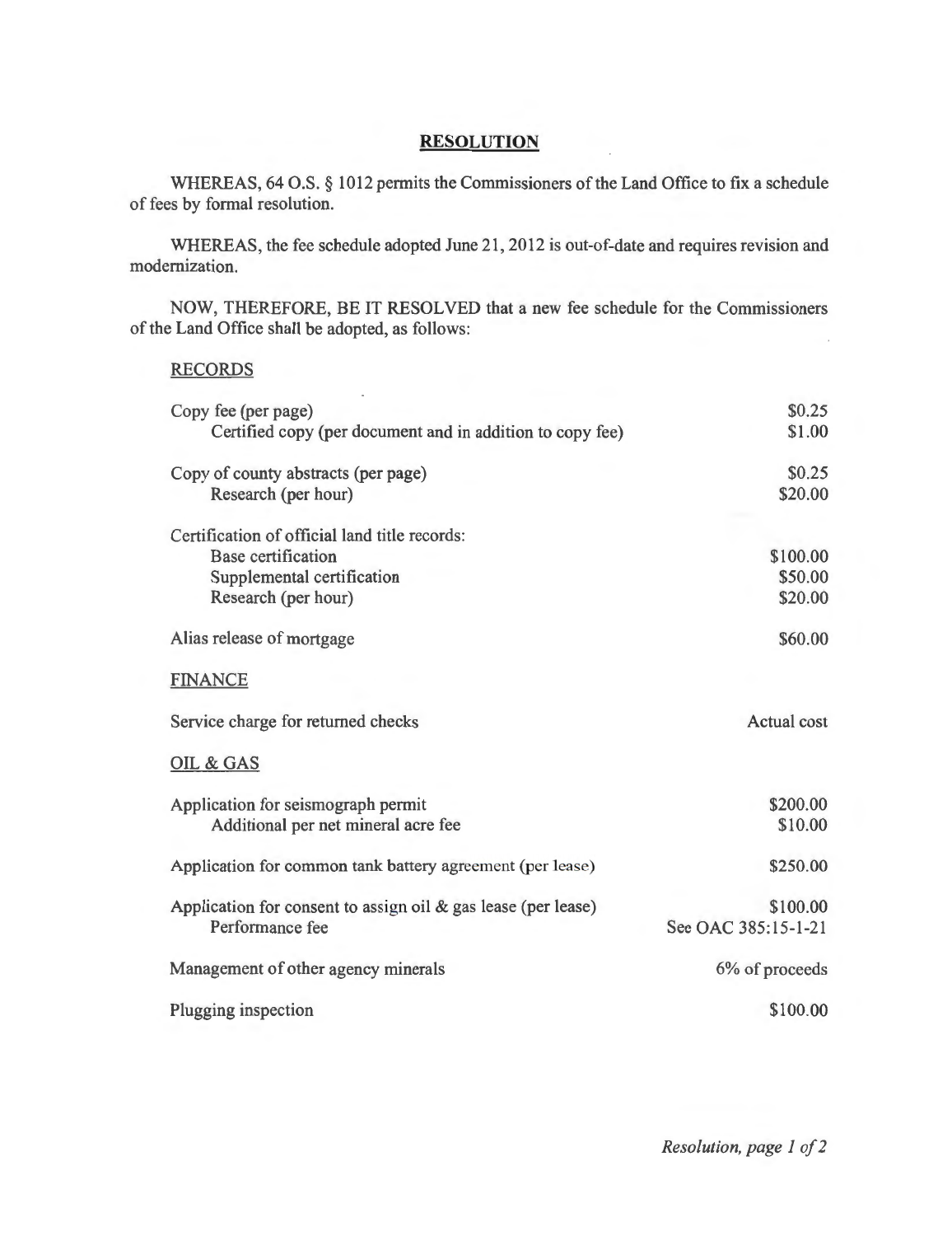# **RESOLUTION**

WHEREAS, 64 O.S. § 1012 permits the Commissioners of the Land Office to fix a schedule of fees by formal resolution.

WHEREAS, the fee schedule adopted June 21, 2012 is out-of-date and requires revision and modernization.

NOW, THEREFORE, BE IT RESOLVED that a new fee schedule for the Commissioners of the Land Office shall be adopted, as follows:

## RECORDS

| | |
|---|---|
| Copy fee (per page) | $0.25 |
| Certified copy (per document and in addition to copy fee) | $1.00 |
| Copy of county abstracts (per page) | $0.25 |
| Research (per hour) | $20.00 |
| Certification of official land title records: | |
| Base certification | $100.00 |
| Supplemental certification | $50.00 |
| Research (per hour) | $20.00 |
| Alias release of mortgage | $60.00 |

## FINANCE

| | |
|---|---|
| Service charge for returned checks | Actual cost |

## OIL & GAS

| | |
|---|---|
| Application for seismograph permit | $200.00 |
| Additional per net mineral acre fee | $10.00 |
| Application for common tank battery agreement (per lease) | $250.00 |
| Application for consent to assign oil & gas lease (per lease) | $100.00 |
| Performance fee | See OAC 385:15-1-21 |
| Management of other agency minerals | 6% of proceeds |
| Plugging inspection | $100.00 |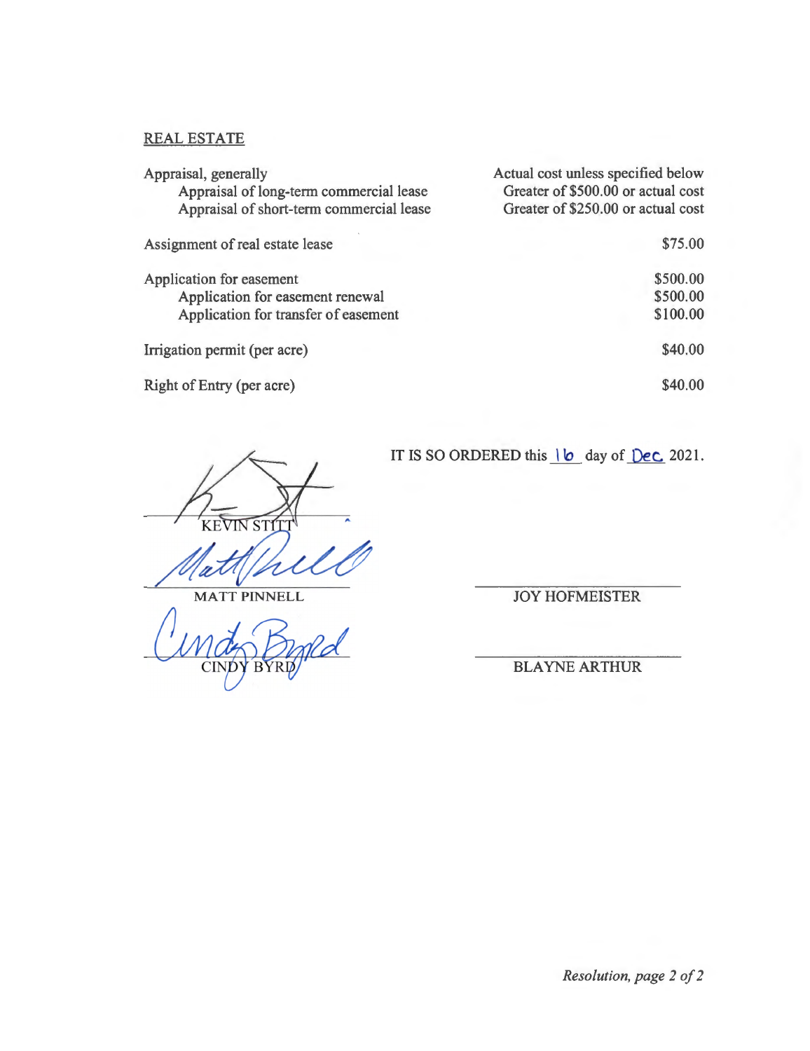## REAL ESTATE

| | |
|---|---|
| Appraisal, generally | Actual cost unless specified below |
| Appraisal of long-term commercial lease | Greater of $500.00 or actual cost |
| Appraisal of short-term commercial lease | Greater of $250.00 or actual cost |
| Assignment of real estate lease | $75.00 |
| Application for easement | $500.00 |
| Application for easement renewal | $500.00 |
| Application for transfer of easement | $100.00 |
| Irrigation permit (per acre) | $40.00 |
| Right of Entry (per acre) | $40.00 |

IT IS SO ORDERED this 16 day of Dec 2021.

KEVIN STITT

MATT PINNELL

CINDY BYRD

JOY HOFMEISTER

BLAYNE ARTHUR